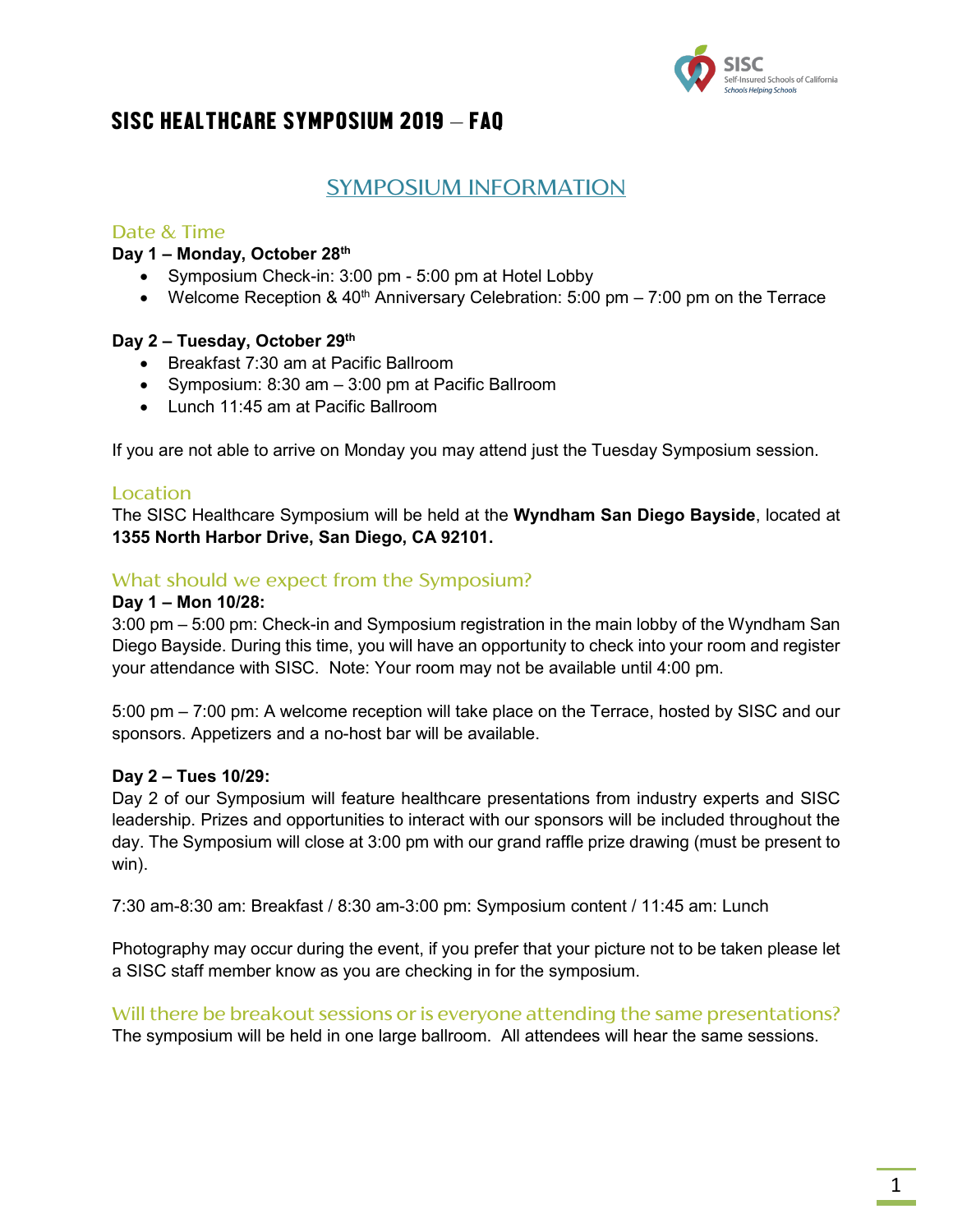# SISC HEALTHCARE SYMPOSIUM 2019 – FAQ

## SYMPOSIUM INFORMATION

### Date & Time

**Day 1 – Monday, October 28th**

- Symposium Check-in: 3:00 pm - 5:00 pm at Hotel Lobby
- Welcome Reception & 40th Anniversary Celebration: 5:00 pm – 7:00 pm on the Terrace

**Day 2 – Tuesday, October 29th**

- Breakfast 7:30 am at Pacific Ballroom
- Symposium: 8:30 am – 3:00 pm at Pacific Ballroom
- Lunch 11:45 am at Pacific Ballroom

If you are not able to arrive on Monday you may attend just the Tuesday Symposium session.

### Location

The SISC Healthcare Symposium will be held at the **Wyndham San Diego Bayside**, located at **1355 North Harbor Drive, San Diego, CA 92101.**

### What should we expect from the Symposium?

**Day 1 – Mon 10/28:**

3:00 pm – 5:00 pm: Check-in and Symposium registration in the main lobby of the Wyndham San Diego Bayside. During this time, you will have an opportunity to check into your room and register your attendance with SISC. Note: Your room may not be available until 4:00 pm.

5:00 pm – 7:00 pm: A welcome reception will take place on the Terrace, hosted by SISC and our sponsors. Appetizers and a no-host bar will be available.

**Day 2 – Tues 10/29:**

Day 2 of our Symposium will feature healthcare presentations from industry experts and SISC leadership. Prizes and opportunities to interact with our sponsors will be included throughout the day. The Symposium will close at 3:00 pm with our grand raffle prize drawing (must be present to win).

7:30 am-8:30 am: Breakfast / 8:30 am-3:00 pm: Symposium content / 11:45 am: Lunch

Photography may occur during the event, if you prefer that your picture not to be taken please let a SISC staff member know as you are checking in for the symposium.

### Will there be breakout sessions or is everyone attending the same presentations?

The symposium will be held in one large ballroom. All attendees will hear the same sessions.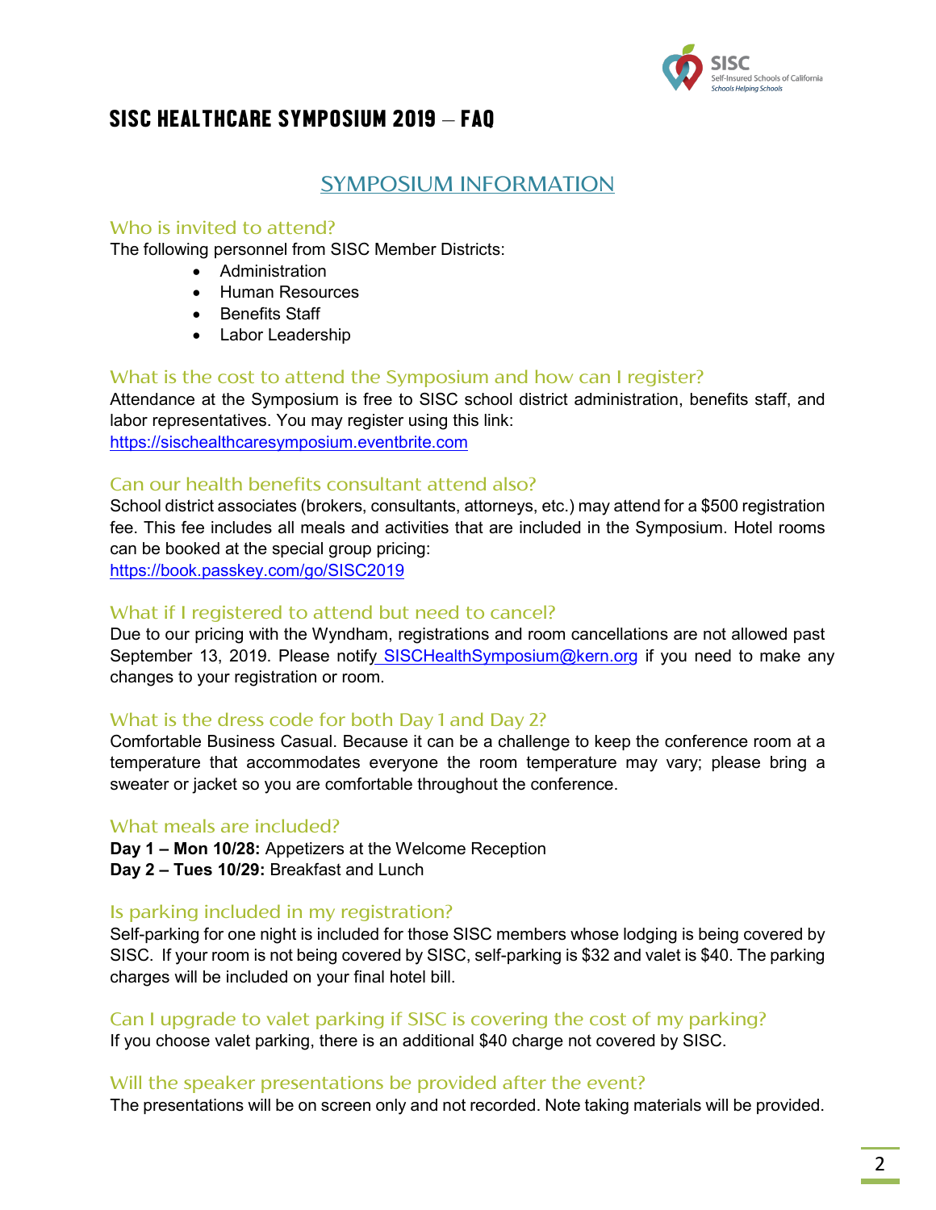# SISC HEALTHCARE SYMPOSIUM 2019 – FAQ

## SYMPOSIUM INFORMATION

### Who is invited to attend?

The following personnel from SISC Member Districts:

- Administration
- Human Resources
- Benefits Staff
- Labor Leadership

### What is the cost to attend the Symposium and how can I register?

Attendance at the Symposium is free to SISC school district administration, benefits staff, and labor representatives. You may register using this link:
https://sischealthcaresymposium.eventbrite.com

### Can our health benefits consultant attend also?

School district associates (brokers, consultants, attorneys, etc.) may attend for a $500 registration fee. This fee includes all meals and activities that are included in the Symposium. Hotel rooms can be booked at the special group pricing:
https://book.passkey.com/go/SISC2019

### What if I registered to attend but need to cancel?

Due to our pricing with the Wyndham, registrations and room cancellations are not allowed past September 13, 2019. Please notify SISCHealthSymposium@kern.org if you need to make any changes to your registration or room.

### What is the dress code for both Day 1 and Day 2?

Comfortable Business Casual. Because it can be a challenge to keep the conference room at a temperature that accommodates everyone the room temperature may vary; please bring a sweater or jacket so you are comfortable throughout the conference.

### What meals are included?

**Day 1 – Mon 10/28:** Appetizers at the Welcome Reception
**Day 2 – Tues 10/29:** Breakfast and Lunch

### Is parking included in my registration?

Self-parking for one night is included for those SISC members whose lodging is being covered by SISC. If your room is not being covered by SISC, self-parking is $32 and valet is $40. The parking charges will be included on your final hotel bill.

### Can I upgrade to valet parking if SISC is covering the cost of my parking?

If you choose valet parking, there is an additional $40 charge not covered by SISC.

### Will the speaker presentations be provided after the event?

The presentations will be on screen only and not recorded. Note taking materials will be provided.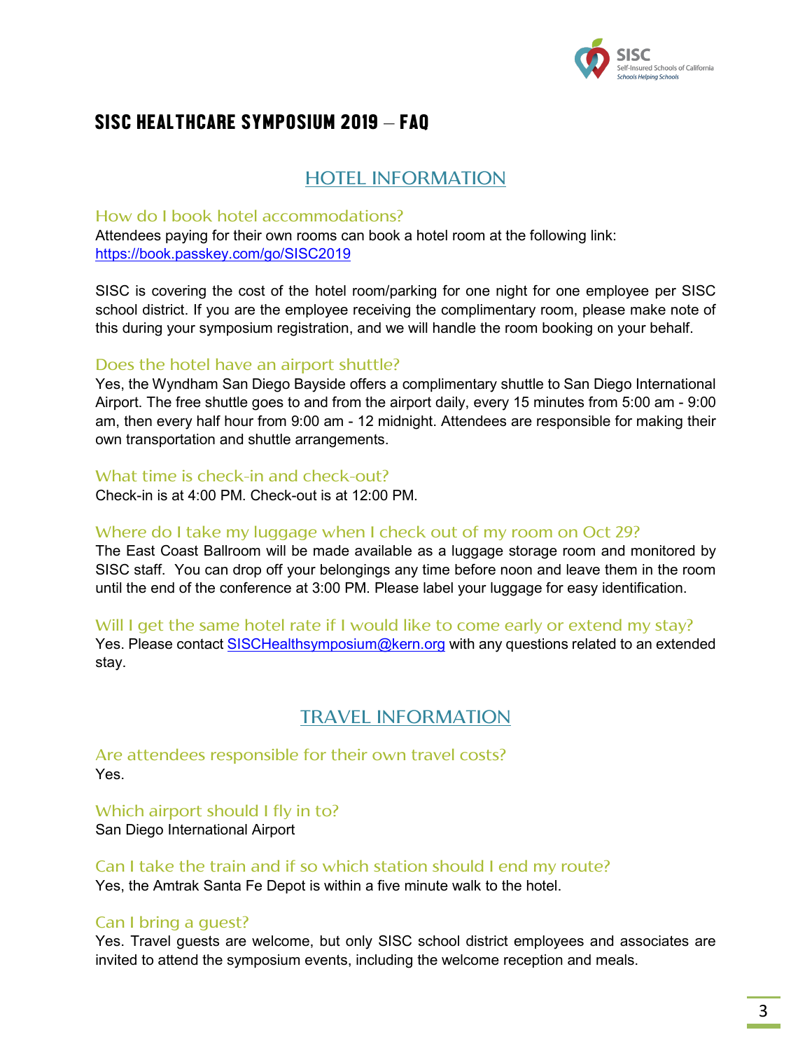# SISC HEALTHCARE SYMPOSIUM 2019 – FAQ

## HOTEL INFORMATION

### How do I book hotel accommodations?

Attendees paying for their own rooms can book a hotel room at the following link: https://book.passkey.com/go/SISC2019

SISC is covering the cost of the hotel room/parking for one night for one employee per SISC school district. If you are the employee receiving the complimentary room, please make note of this during your symposium registration, and we will handle the room booking on your behalf.

### Does the hotel have an airport shuttle?

Yes, the Wyndham San Diego Bayside offers a complimentary shuttle to San Diego International Airport. The free shuttle goes to and from the airport daily, every 15 minutes from 5:00 am - 9:00 am, then every half hour from 9:00 am - 12 midnight. Attendees are responsible for making their own transportation and shuttle arrangements.

### What time is check-in and check-out?

Check-in is at 4:00 PM. Check-out is at 12:00 PM.

### Where do I take my luggage when I check out of my room on Oct 29?

The East Coast Ballroom will be made available as a luggage storage room and monitored by SISC staff. You can drop off your belongings any time before noon and leave them in the room until the end of the conference at 3:00 PM. Please label your luggage for easy identification.

### Will I get the same hotel rate if I would like to come early or extend my stay?

Yes. Please contact SISCHealthsymposium@kern.org with any questions related to an extended stay.

## TRAVEL INFORMATION

### Are attendees responsible for their own travel costs?

Yes.

### Which airport should I fly in to?

San Diego International Airport

### Can I take the train and if so which station should I end my route?

Yes, the Amtrak Santa Fe Depot is within a five minute walk to the hotel.

### Can I bring a guest?

Yes. Travel guests are welcome, but only SISC school district employees and associates are invited to attend the symposium events, including the welcome reception and meals.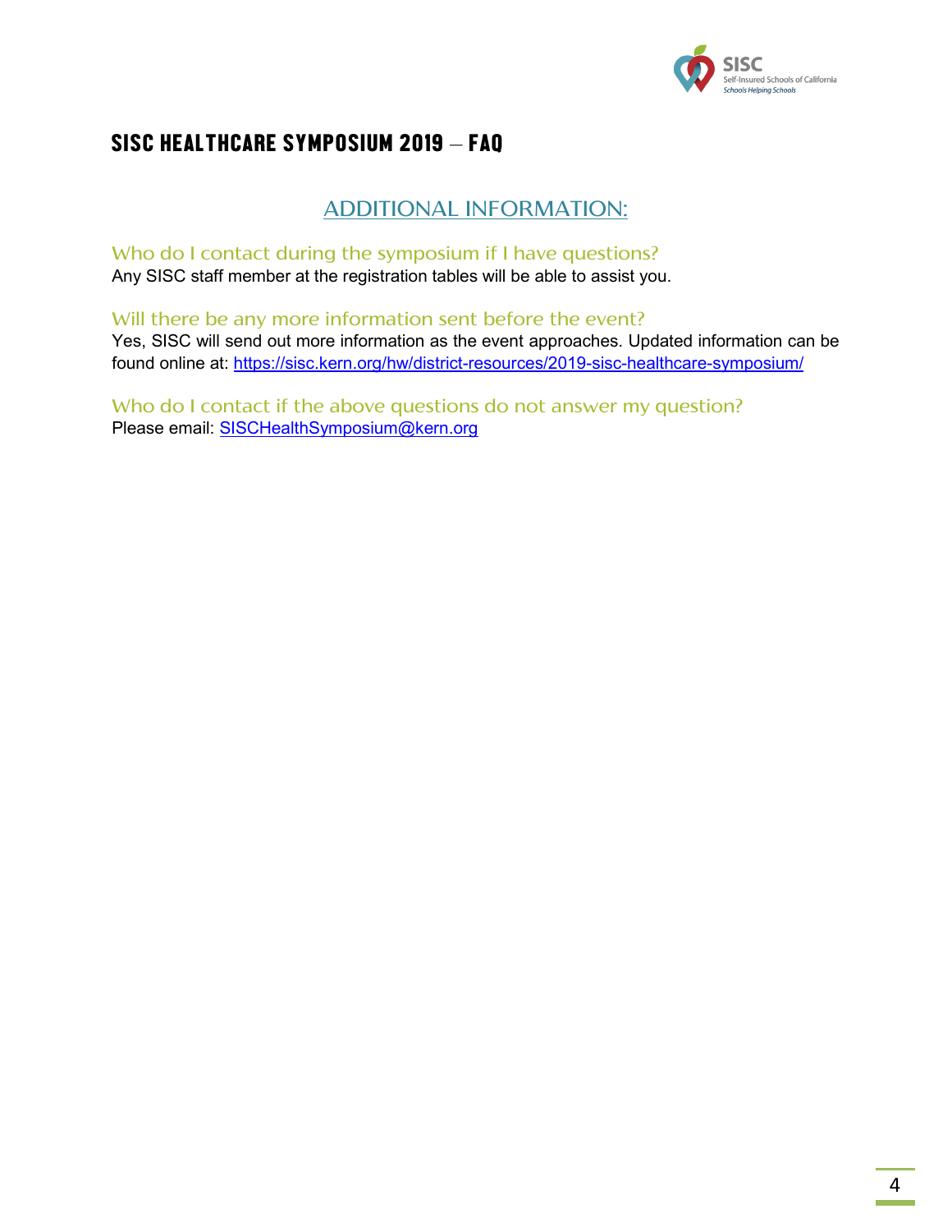# SISC HEALTHCARE SYMPOSIUM 2019 – FAQ

## ADDITIONAL INFORMATION:

### Who do I contact during the symposium if I have questions?

Any SISC staff member at the registration tables will be able to assist you.

### Will there be any more information sent before the event?

Yes, SISC will send out more information as the event approaches. Updated information can be found online at: https://sisc.kern.org/hw/district-resources/2019-sisc-healthcare-symposium/

### Who do I contact if the above questions do not answer my question?

Please email: SISCHealthSymposium@kern.org